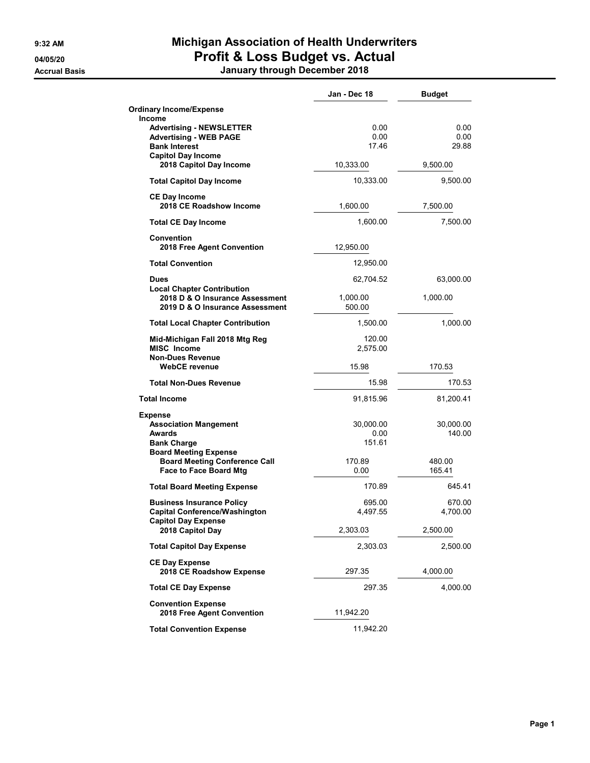9:32 AM
04/05/20
Accrual Basis

# Michigan Association of Health Underwriters
## Profit & Loss Budget vs. Actual
### January through December 2018

| | Jan - Dec 18 | Budget |
|---|---|---|
| **Ordinary Income/Expense** | | |
| **Income** | | |
| **Advertising - NEWSLETTER** | 0.00 | 0.00 |
| **Advertising - WEB PAGE** | 0.00 | 0.00 |
| **Bank Interest** | 17.46 | 29.88 |
| **Capitol Day Income** | | |
| **2018 Capitol Day Income** | 10,333.00 | 9,500.00 |
| **Total Capitol Day Income** | 10,333.00 | 9,500.00 |
| **CE Day Income** | | |
| **2018 CE Roadshow Income** | 1,600.00 | 7,500.00 |
| **Total CE Day Income** | 1,600.00 | 7,500.00 |
| **Convention** | | |
| **2018 Free Agent Convention** | 12,950.00 | |
| **Total Convention** | 12,950.00 | |
| **Dues** | 62,704.52 | 63,000.00 |
| **Local Chapter Contribution** | | |
| **2018 D & O Insurance Assessment** | 1,000.00 | 1,000.00 |
| **2019 D & O Insurance Assessment** | 500.00 | |
| **Total Local Chapter Contribution** | 1,500.00 | 1,000.00 |
| **Mid-Michigan Fall 2018 Mtg Reg** | 120.00 | |
| **MISC Income** | 2,575.00 | |
| **Non-Dues Revenue** | | |
| **WebCE revenue** | 15.98 | 170.53 |
| **Total Non-Dues Revenue** | 15.98 | 170.53 |
| **Total Income** | 91,815.96 | 81,200.41 |
| **Expense** | | |
| **Association Mangement** | 30,000.00 | 30,000.00 |
| **Awards** | 0.00 | 140.00 |
| **Bank Charge** | 151.61 | |
| **Board Meeting Expense** | | |
| **Board Meeting Conference Call** | 170.89 | 480.00 |
| **Face to Face Board Mtg** | 0.00 | 165.41 |
| **Total Board Meeting Expense** | 170.89 | 645.41 |
| **Business Insurance Policy** | 695.00 | 670.00 |
| **Capital Conference/Washington** | 4,497.55 | 4,700.00 |
| **Capitol Day Expense** | | |
| **2018 Capitol Day** | 2,303.03 | 2,500.00 |
| **Total Capitol Day Expense** | 2,303.03 | 2,500.00 |
| **CE Day Expense** | | |
| **2018 CE Roadshow Expense** | 297.35 | 4,000.00 |
| **Total CE Day Expense** | 297.35 | 4,000.00 |
| **Convention Expense** | | |
| **2018 Free Agent Convention** | 11,942.20 | |
| **Total Convention Expense** | 11,942.20 | |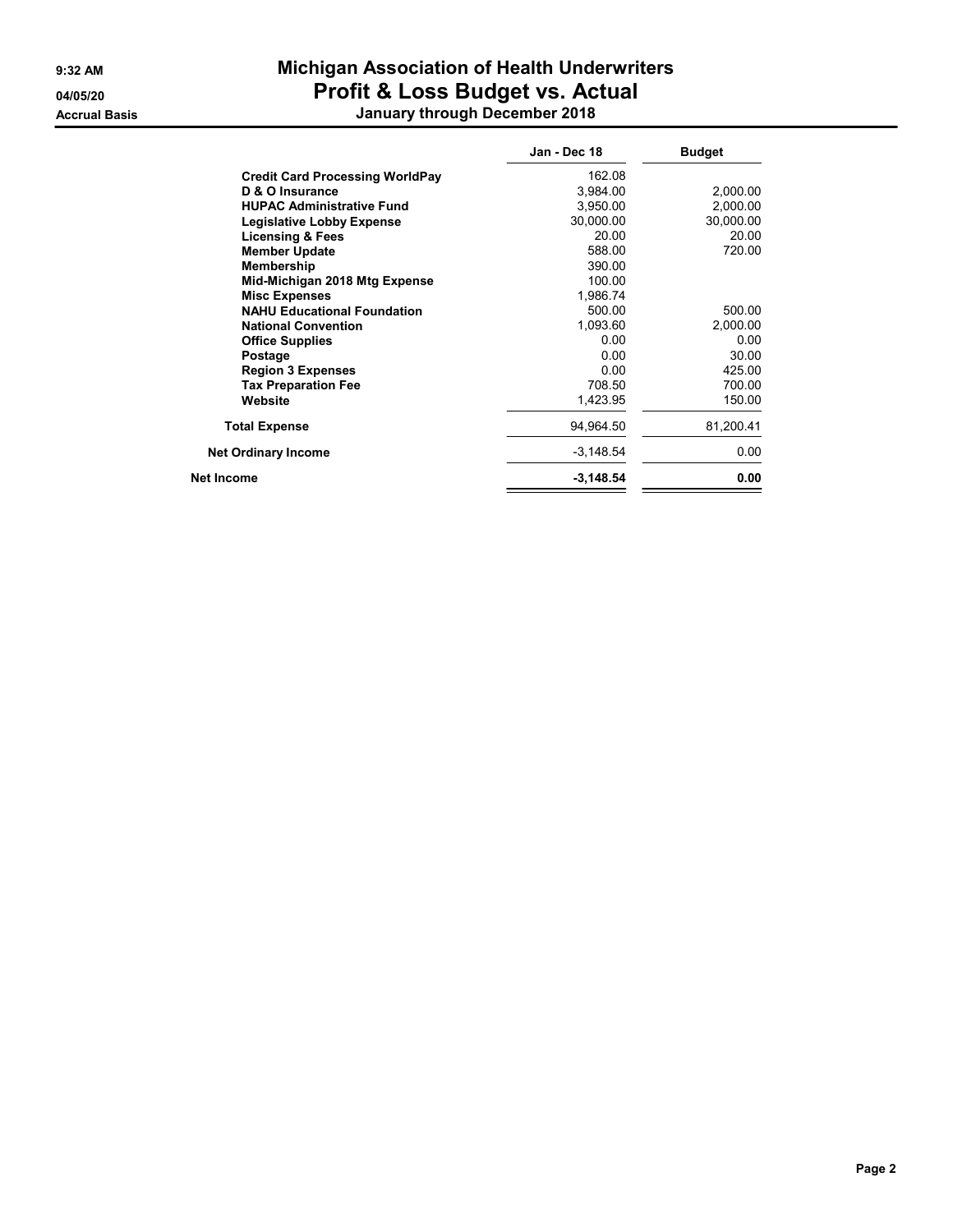# Michigan Association of Health Underwriters
## Profit & Loss Budget vs. Actual
### January through December 2018

9:32 AM
04/05/20
Accrual Basis

| | Jan - Dec 18 | Budget |
|---|---|---|
| Credit Card Processing WorldPay | 162.08 | |
| D & O Insurance | 3,984.00 | 2,000.00 |
| HUPAC Administrative Fund | 3,950.00 | 2,000.00 |
| Legislative Lobby Expense | 30,000.00 | 30,000.00 |
| Licensing & Fees | 20.00 | 20.00 |
| Member Update | 588.00 | 720.00 |
| Membership | 390.00 | |
| Mid-Michigan 2018 Mtg Expense | 100.00 | |
| Misc Expenses | 1,986.74 | |
| NAHU Educational Foundation | 500.00 | 500.00 |
| National Convention | 1,093.60 | 2,000.00 |
| Office Supplies | 0.00 | 0.00 |
| Postage | 0.00 | 30.00 |
| Region 3 Expenses | 0.00 | 425.00 |
| Tax Preparation Fee | 708.50 | 700.00 |
| Website | 1,423.95 | 150.00 |
| **Total Expense** | 94,964.50 | 81,200.41 |
| **Net Ordinary Income** | -3,148.54 | 0.00 |
| **Net Income** | **-3,148.54** | **0.00** |